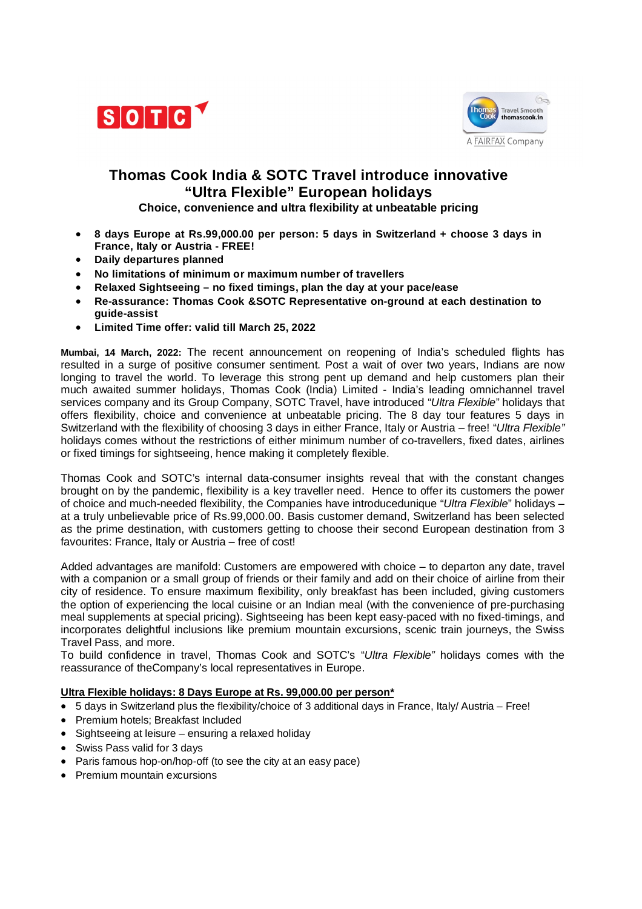# Thomas Cook India & SOTC Travel introduce innovative "Ultra Flexible" European holidays

### Choice, convenience and ultra flexibility at unbeatable pricing

- **8 days Europe at Rs.99,000.00 per person: 5 days in Switzerland + choose 3 days in France, Italy or Austria - FREE!**
- **Daily departures planned**
- **No limitations of minimum or maximum number of travellers**
- **Relaxed Sightseeing – no fixed timings, plan the day at your pace/ease**
- **Re-assurance: Thomas Cook &SOTC Representative on-ground at each destination to guide-assist**
- **Limited Time offer: valid till March 25, 2022**

**Mumbai, 14 March, 2022:** The recent announcement on reopening of India's scheduled flights has resulted in a surge of positive consumer sentiment. Post a wait of over two years, Indians are now longing to travel the world. To leverage this strong pent up demand and help customers plan their much awaited summer holidays, Thomas Cook (India) Limited - India's leading omnichannel travel services company and its Group Company, SOTC Travel, have introduced "*Ultra Flexible*" holidays that offers flexibility, choice and convenience at unbeatable pricing. The 8 day tour features 5 days in Switzerland with the flexibility of choosing 3 days in either France, Italy or Austria – free! "*Ultra Flexible"* holidays comes without the restrictions of either minimum number of co-travellers, fixed dates, airlines or fixed timings for sightseeing, hence making it completely flexible.

Thomas Cook and SOTC's internal data-consumer insights reveal that with the constant changes brought on by the pandemic, flexibility is a key traveller need. Hence to offer its customers the power of choice and much-needed flexibility, the Companies have introducedunique "*Ultra Flexible*" holidays – at a truly unbelievable price of Rs.99,000.00. Basis customer demand, Switzerland has been selected as the prime destination, with customers getting to choose their second European destination from 3 favourites: France, Italy or Austria – free of cost!

Added advantages are manifold: Customers are empowered with choice – to departon any date, travel with a companion or a small group of friends or their family and add on their choice of airline from their city of residence. To ensure maximum flexibility, only breakfast has been included, giving customers the option of experiencing the local cuisine or an Indian meal (with the convenience of pre-purchasing meal supplements at special pricing). Sightseeing has been kept easy-paced with no fixed-timings, and incorporates delightful inclusions like premium mountain excursions, scenic train journeys, the Swiss Travel Pass, and more.
To build confidence in travel, Thomas Cook and SOTC's "*Ultra Flexible"* holidays comes with the reassurance of theCompany's local representatives in Europe.

**<u>Ultra Flexible holidays: 8 Days Europe at Rs. 99,000.00 per person*</u>**

- 5 days in Switzerland plus the flexibility/choice of 3 additional days in France, Italy/ Austria – Free!
- Premium hotels; Breakfast Included
- Sightseeing at leisure – ensuring a relaxed holiday
- Swiss Pass valid for 3 days
- Paris famous hop-on/hop-off (to see the city at an easy pace)
- Premium mountain excursions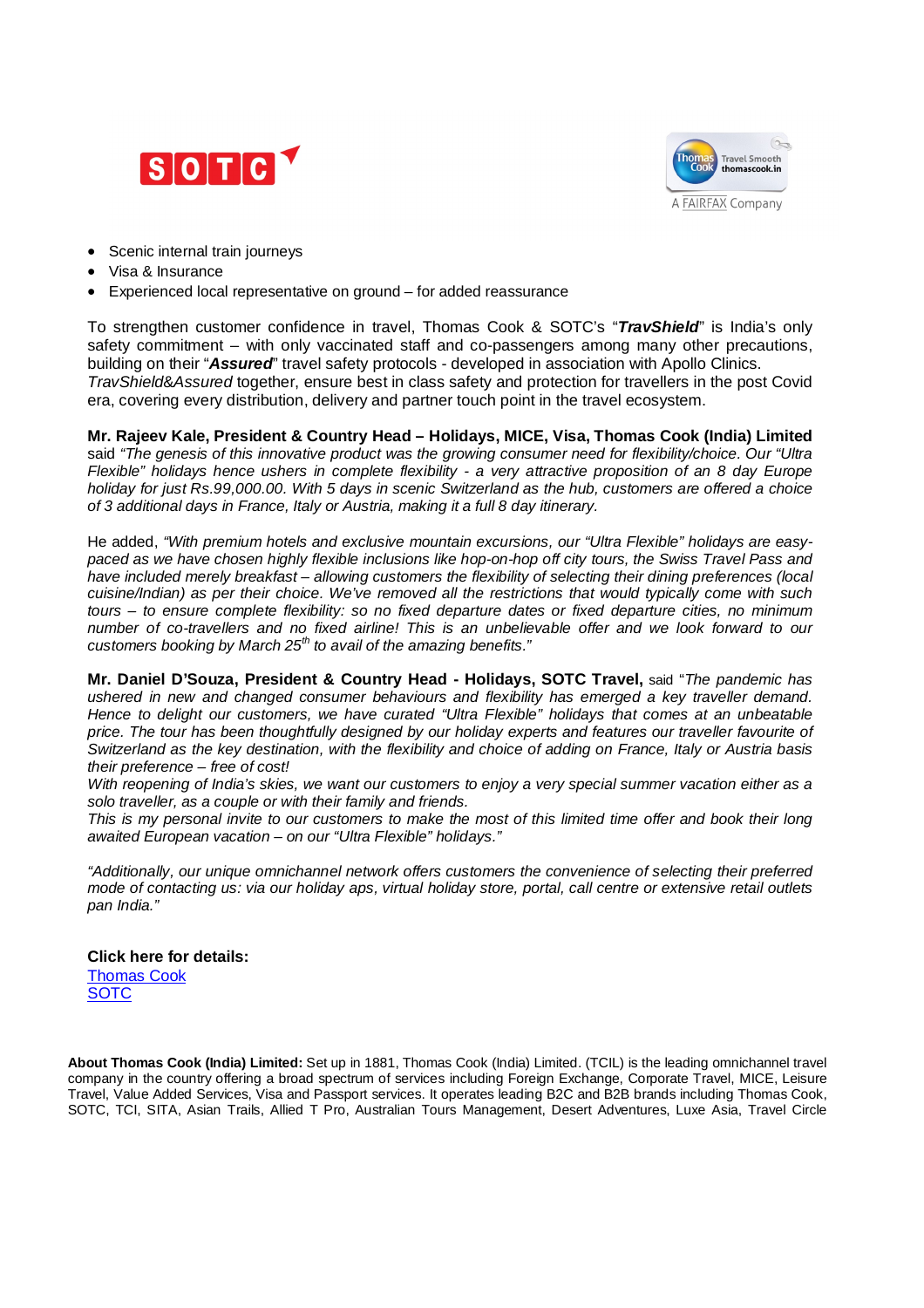- Scenic internal train journeys
- Visa & Insurance
- Experienced local representative on ground – for added reassurance

To strengthen customer confidence in travel, Thomas Cook & SOTC's "***TravShield***" is India's only safety commitment – with only vaccinated staff and co-passengers among many other precautions, building on their "***Assured***" travel safety protocols - developed in association with Apollo Clinics. *TravShield&Assured* together, ensure best in class safety and protection for travellers in the post Covid era, covering every distribution, delivery and partner touch point in the travel ecosystem.

**Mr. Rajeev Kale, President & Country Head – Holidays, MICE, Visa, Thomas Cook (India) Limited** said *"The genesis of this innovative product was the growing consumer need for flexibility/choice. Our "Ultra Flexible" holidays hence ushers in complete flexibility - a very attractive proposition of an 8 day Europe holiday for just Rs.99,000.00. With 5 days in scenic Switzerland as the hub, customers are offered a choice of 3 additional days in France, Italy or Austria, making it a full 8 day itinerary.*

He added, *"With premium hotels and exclusive mountain excursions, our "Ultra Flexible" holidays are easy-paced as we have chosen highly flexible inclusions like hop-on-hop off city tours, the Swiss Travel Pass and have included merely breakfast – allowing customers the flexibility of selecting their dining preferences (local cuisine/Indian) as per their choice. We've removed all the restrictions that would typically come with such tours – to ensure complete flexibility: so no fixed departure dates or fixed departure cities, no minimum number of co-travellers and no fixed airline! This is an unbelievable offer and we look forward to our customers booking by March 25th to avail of the amazing benefits."*

**Mr. Daniel D'Souza, President & Country Head - Holidays, SOTC Travel,** said "*The pandemic has ushered in new and changed consumer behaviours and flexibility has emerged a key traveller demand. Hence to delight our customers, we have curated "Ultra Flexible" holidays that comes at an unbeatable price. The tour has been thoughtfully designed by our holiday experts and features our traveller favourite of Switzerland as the key destination, with the flexibility and choice of adding on France, Italy or Austria basis their preference – free of cost!*
*With reopening of India's skies, we want our customers to enjoy a very special summer vacation either as a solo traveller, as a couple or with their family and friends.*
*This is my personal invite to our customers to make the most of this limited time offer and book their long awaited European vacation – on our "Ultra Flexible" holidays."*

*"Additionally, our unique omnichannel network offers customers the convenience of selecting their preferred mode of contacting us: via our holiday aps, virtual holiday store, portal, call centre or extensive retail outlets pan India."*

**Click here for details:**
Thomas Cook
SOTC

**About Thomas Cook (India) Limited:** Set up in 1881, Thomas Cook (India) Limited. (TCIL) is the leading omnichannel travel company in the country offering a broad spectrum of services including Foreign Exchange, Corporate Travel, MICE, Leisure Travel, Value Added Services, Visa and Passport services. It operates leading B2C and B2B brands including Thomas Cook, SOTC, TCI, SITA, Asian Trails, Allied T Pro, Australian Tours Management, Desert Adventures, Luxe Asia, Travel Circle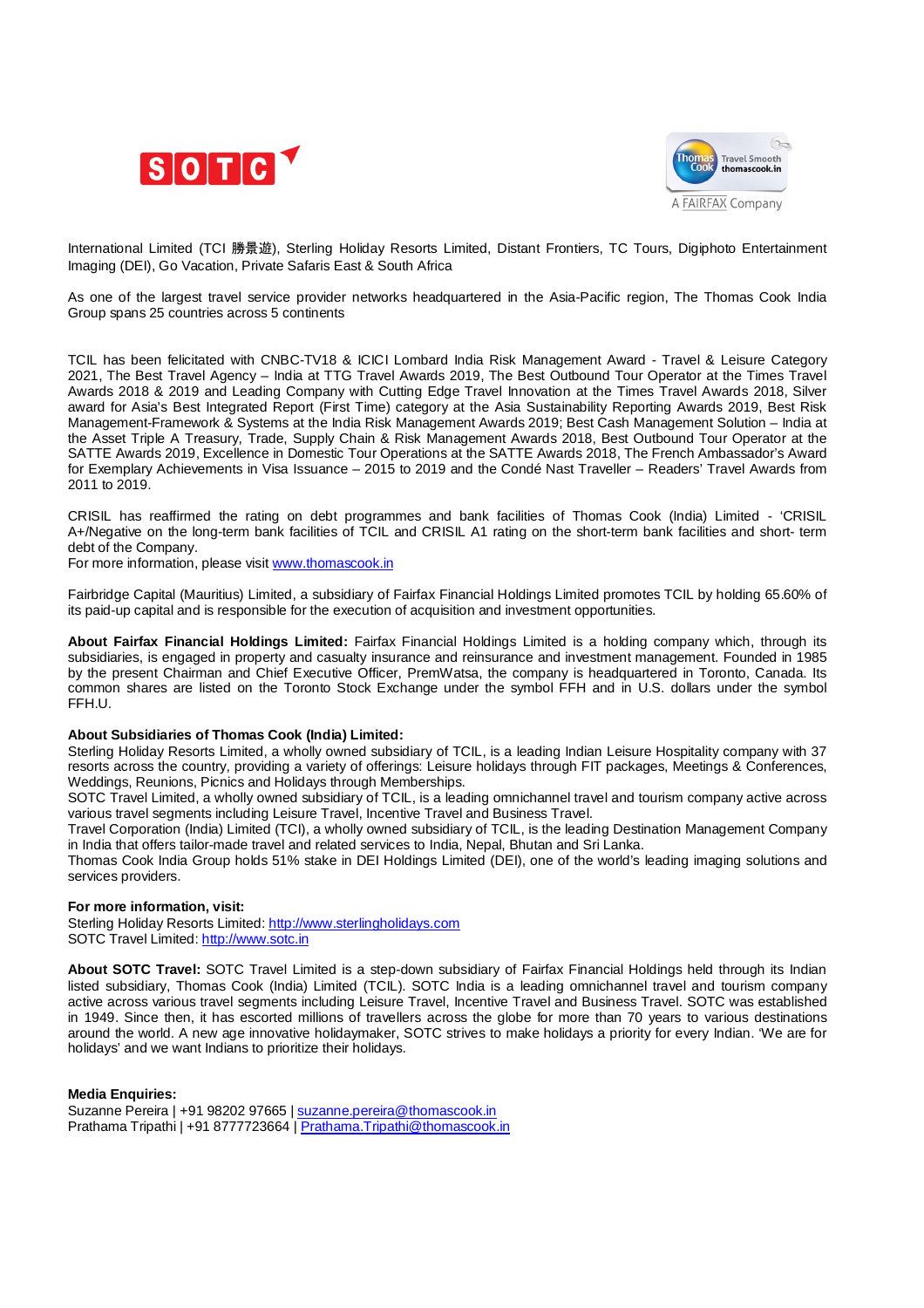International Limited (TCI 勝景遊), Sterling Holiday Resorts Limited, Distant Frontiers, TC Tours, Digiphoto Entertainment Imaging (DEI), Go Vacation, Private Safaris East & South Africa

As one of the largest travel service provider networks headquartered in the Asia-Pacific region, The Thomas Cook India Group spans 25 countries across 5 continents

TCIL has been felicitated with CNBC-TV18 & ICICI Lombard India Risk Management Award - Travel & Leisure Category 2021, The Best Travel Agency – India at TTG Travel Awards 2019, The Best Outbound Tour Operator at the Times Travel Awards 2018 & 2019 and Leading Company with Cutting Edge Travel Innovation at the Times Travel Awards 2018, Silver award for Asia's Best Integrated Report (First Time) category at the Asia Sustainability Reporting Awards 2019, Best Risk Management-Framework & Systems at the India Risk Management Awards 2019; Best Cash Management Solution – India at the Asset Triple A Treasury, Trade, Supply Chain & Risk Management Awards 2018, Best Outbound Tour Operator at the SATTE Awards 2019, Excellence in Domestic Tour Operations at the SATTE Awards 2018, The French Ambassador's Award for Exemplary Achievements in Visa Issuance – 2015 to 2019 and the Condé Nast Traveller – Readers' Travel Awards from 2011 to 2019.

CRISIL has reaffirmed the rating on debt programmes and bank facilities of Thomas Cook (India) Limited - 'CRISIL A+/Negative on the long-term bank facilities of TCIL and CRISIL A1 rating on the short-term bank facilities and short- term debt of the Company.
For more information, please visit www.thomascook.in

Fairbridge Capital (Mauritius) Limited, a subsidiary of Fairfax Financial Holdings Limited promotes TCIL by holding 65.60% of its paid-up capital and is responsible for the execution of acquisition and investment opportunities.

**About Fairfax Financial Holdings Limited:** Fairfax Financial Holdings Limited is a holding company which, through its subsidiaries, is engaged in property and casualty insurance and reinsurance and investment management. Founded in 1985 by the present Chairman and Chief Executive Officer, PremWatsa, the company is headquartered in Toronto, Canada. Its common shares are listed on the Toronto Stock Exchange under the symbol FFH and in U.S. dollars under the symbol FFH.U.

**About Subsidiaries of Thomas Cook (India) Limited:**
Sterling Holiday Resorts Limited, a wholly owned subsidiary of TCIL, is a leading Indian Leisure Hospitality company with 37 resorts across the country, providing a variety of offerings: Leisure holidays through FIT packages, Meetings & Conferences, Weddings, Reunions, Picnics and Holidays through Memberships.
SOTC Travel Limited, a wholly owned subsidiary of TCIL, is a leading omnichannel travel and tourism company active across various travel segments including Leisure Travel, Incentive Travel and Business Travel.
Travel Corporation (India) Limited (TCI), a wholly owned subsidiary of TCIL, is the leading Destination Management Company in India that offers tailor-made travel and related services to India, Nepal, Bhutan and Sri Lanka.
Thomas Cook India Group holds 51% stake in DEI Holdings Limited (DEI), one of the world's leading imaging solutions and services providers.

**For more information, visit:**
Sterling Holiday Resorts Limited: http://www.sterlingholidays.com
SOTC Travel Limited: http://www.sotc.in

**About SOTC Travel:** SOTC Travel Limited is a step-down subsidiary of Fairfax Financial Holdings held through its Indian listed subsidiary, Thomas Cook (India) Limited (TCIL). SOTC India is a leading omnichannel travel and tourism company active across various travel segments including Leisure Travel, Incentive Travel and Business Travel. SOTC was established in 1949. Since then, it has escorted millions of travellers across the globe for more than 70 years to various destinations around the world. A new age innovative holidaymaker, SOTC strives to make holidays a priority for every Indian. 'We are for holidays' and we want Indians to prioritize their holidays.

**Media Enquiries:**
Suzanne Pereira | +91 98202 97665 | suzanne.pereira@thomascook.in
Prathama Tripathi | +91 8777723664 | Prathama.Tripathi@thomascook.in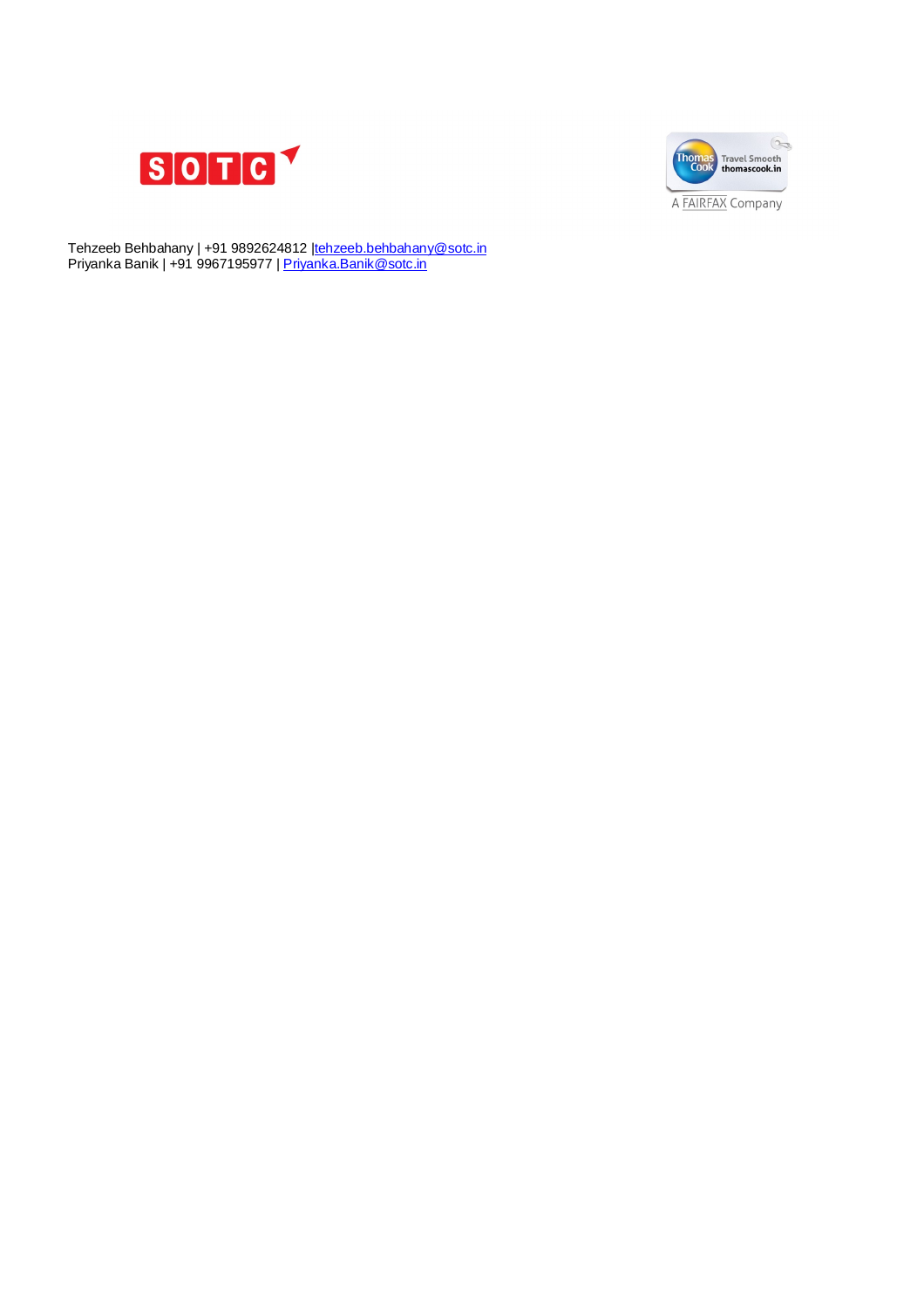Tehzeeb Behbahany | +91 9892624812 |tehzeeb.behbahany@sotc.in
Priyanka Banik | +91 9967195977 | Priyanka.Banik@sotc.in